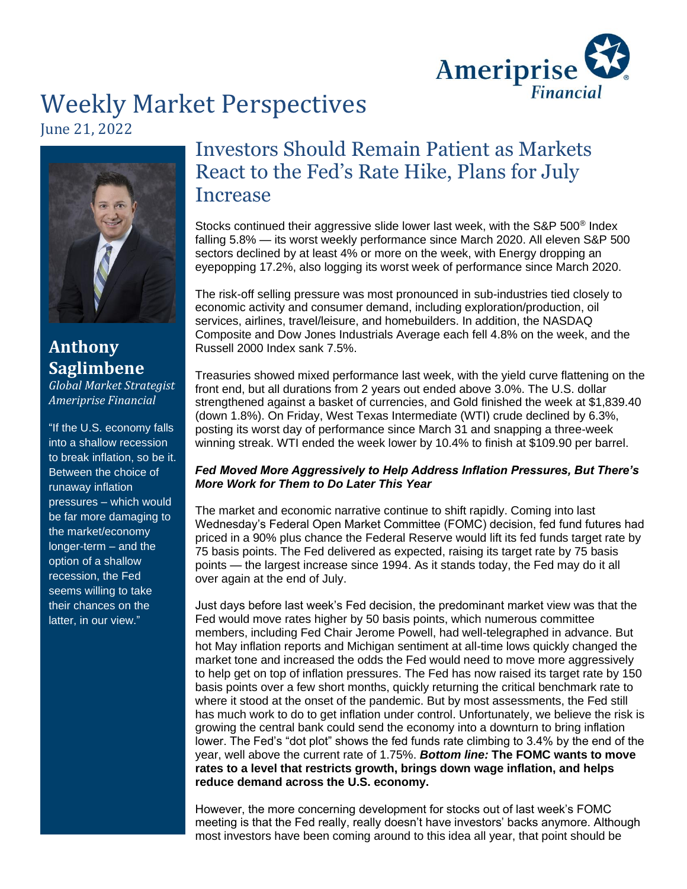# Weekly Market Perspectives

June 21, 2022

**Anthony Saglimbene**
*Global Market Strategist*
*Ameriprise Financial*

"If the U.S. economy falls into a shallow recession to break inflation, so be it. Between the choice of runaway inflation pressures – which would be far more damaging to the market/economy longer-term – and the option of a shallow recession, the Fed seems willing to take their chances on the latter, in our view."

## Investors Should Remain Patient as Markets React to the Fed's Rate Hike, Plans for July Increase

Stocks continued their aggressive slide lower last week, with the S&P 500® Index falling 5.8% — its worst weekly performance since March 2020. All eleven S&P 500 sectors declined by at least 4% or more on the week, with Energy dropping an eyepopping 17.2%, also logging its worst week of performance since March 2020.

The risk-off selling pressure was most pronounced in sub-industries tied closely to economic activity and consumer demand, including exploration/production, oil services, airlines, travel/leisure, and homebuilders. In addition, the NASDAQ Composite and Dow Jones Industrials Average each fell 4.8% on the week, and the Russell 2000 Index sank 7.5%.

Treasuries showed mixed performance last week, with the yield curve flattening on the front end, but all durations from 2 years out ended above 3.0%. The U.S. dollar strengthened against a basket of currencies, and Gold finished the week at $1,839.40 (down 1.8%). On Friday, West Texas Intermediate (WTI) crude declined by 6.3%, posting its worst day of performance since March 31 and snapping a three-week winning streak. WTI ended the week lower by 10.4% to finish at $109.90 per barrel.

### *Fed Moved More Aggressively to Help Address Inflation Pressures, But There's More Work for Them to Do Later This Year*

The market and economic narrative continue to shift rapidly. Coming into last Wednesday's Federal Open Market Committee (FOMC) decision, fed fund futures had priced in a 90% plus chance the Federal Reserve would lift its fed funds target rate by 75 basis points. The Fed delivered as expected, raising its target rate by 75 basis points — the largest increase since 1994. As it stands today, the Fed may do it all over again at the end of July.

Just days before last week's Fed decision, the predominant market view was that the Fed would move rates higher by 50 basis points, which numerous committee members, including Fed Chair Jerome Powell, had well-telegraphed in advance. But hot May inflation reports and Michigan sentiment at all-time lows quickly changed the market tone and increased the odds the Fed would need to move more aggressively to help get on top of inflation pressures. The Fed has now raised its target rate by 150 basis points over a few short months, quickly returning the critical benchmark rate to where it stood at the onset of the pandemic. But by most assessments, the Fed still has much work to do to get inflation under control. Unfortunately, we believe the risk is growing the central bank could send the economy into a downturn to bring inflation lower. The Fed's "dot plot" shows the fed funds rate climbing to 3.4% by the end of the year, well above the current rate of 1.75%. ***Bottom line:*** **The FOMC wants to move rates to a level that restricts growth, brings down wage inflation, and helps reduce demand across the U.S. economy.**

However, the more concerning development for stocks out of last week's FOMC meeting is that the Fed really, really doesn't have investors' backs anymore. Although most investors have been coming around to this idea all year, that point should be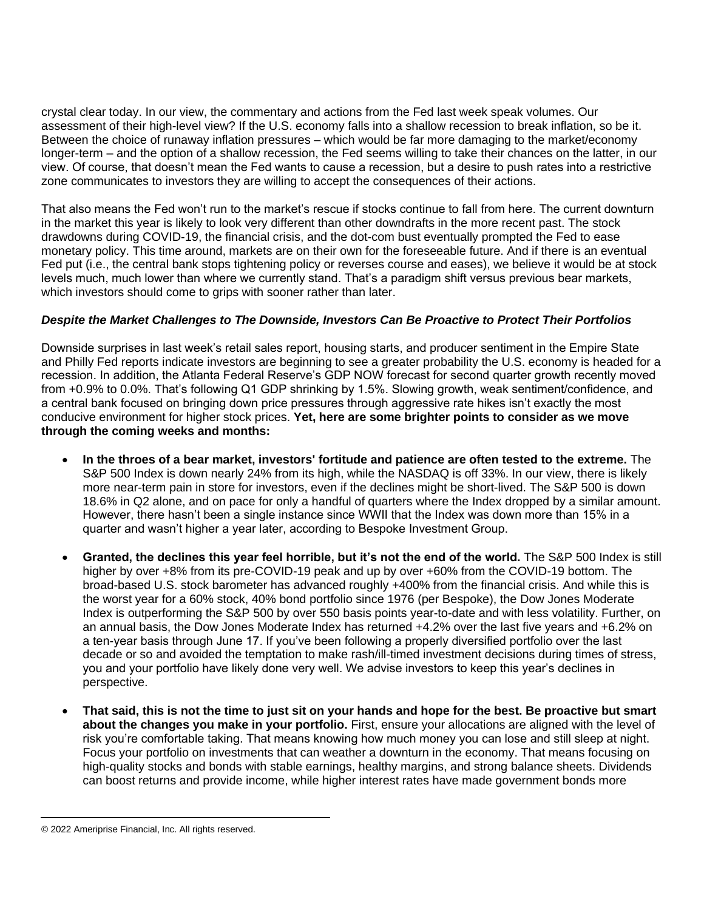crystal clear today. In our view, the commentary and actions from the Fed last week speak volumes. Our assessment of their high-level view? If the U.S. economy falls into a shallow recession to break inflation, so be it. Between the choice of runaway inflation pressures – which would be far more damaging to the market/economy longer-term – and the option of a shallow recession, the Fed seems willing to take their chances on the latter, in our view. Of course, that doesn't mean the Fed wants to cause a recession, but a desire to push rates into a restrictive zone communicates to investors they are willing to accept the consequences of their actions.

That also means the Fed won't run to the market's rescue if stocks continue to fall from here. The current downturn in the market this year is likely to look very different than other downdrafts in the more recent past. The stock drawdowns during COVID-19, the financial crisis, and the dot-com bust eventually prompted the Fed to ease monetary policy. This time around, markets are on their own for the foreseeable future. And if there is an eventual Fed put (i.e., the central bank stops tightening policy or reverses course and eases), we believe it would be at stock levels much, much lower than where we currently stand. That's a paradigm shift versus previous bear markets, which investors should come to grips with sooner rather than later.

***Despite the Market Challenges to The Downside, Investors Can Be Proactive to Protect Their Portfolios***

Downside surprises in last week's retail sales report, housing starts, and producer sentiment in the Empire State and Philly Fed reports indicate investors are beginning to see a greater probability the U.S. economy is headed for a recession. In addition, the Atlanta Federal Reserve's GDP NOW forecast for second quarter growth recently moved from +0.9% to 0.0%. That's following Q1 GDP shrinking by 1.5%. Slowing growth, weak sentiment/confidence, and a central bank focused on bringing down price pressures through aggressive rate hikes isn't exactly the most conducive environment for higher stock prices. **Yet, here are some brighter points to consider as we move through the coming weeks and months:**

- **In the throes of a bear market, investors' fortitude and patience are often tested to the extreme.** The S&P 500 Index is down nearly 24% from its high, while the NASDAQ is off 33%. In our view, there is likely more near-term pain in store for investors, even if the declines might be short-lived. The S&P 500 is down 18.6% in Q2 alone, and on pace for only a handful of quarters where the Index dropped by a similar amount. However, there hasn't been a single instance since WWII that the Index was down more than 15% in a quarter and wasn't higher a year later, according to Bespoke Investment Group.

- **Granted, the declines this year feel horrible, but it's not the end of the world.** The S&P 500 Index is still higher by over +8% from its pre-COVID-19 peak and up by over +60% from the COVID-19 bottom. The broad-based U.S. stock barometer has advanced roughly +400% from the financial crisis. And while this is the worst year for a 60% stock, 40% bond portfolio since 1976 (per Bespoke), the Dow Jones Moderate Index is outperforming the S&P 500 by over 550 basis points year-to-date and with less volatility. Further, on an annual basis, the Dow Jones Moderate Index has returned +4.2% over the last five years and +6.2% on a ten-year basis through June 17. If you've been following a properly diversified portfolio over the last decade or so and avoided the temptation to make rash/ill-timed investment decisions during times of stress, you and your portfolio have likely done very well. We advise investors to keep this year's declines in perspective.

- **That said, this is not the time to just sit on your hands and hope for the best. Be proactive but smart about the changes you make in your portfolio.** First, ensure your allocations are aligned with the level of risk you're comfortable taking. That means knowing how much money you can lose and still sleep at night. Focus your portfolio on investments that can weather a downturn in the economy. That means focusing on high-quality stocks and bonds with stable earnings, healthy margins, and strong balance sheets. Dividends can boost returns and provide income, while higher interest rates have made government bonds more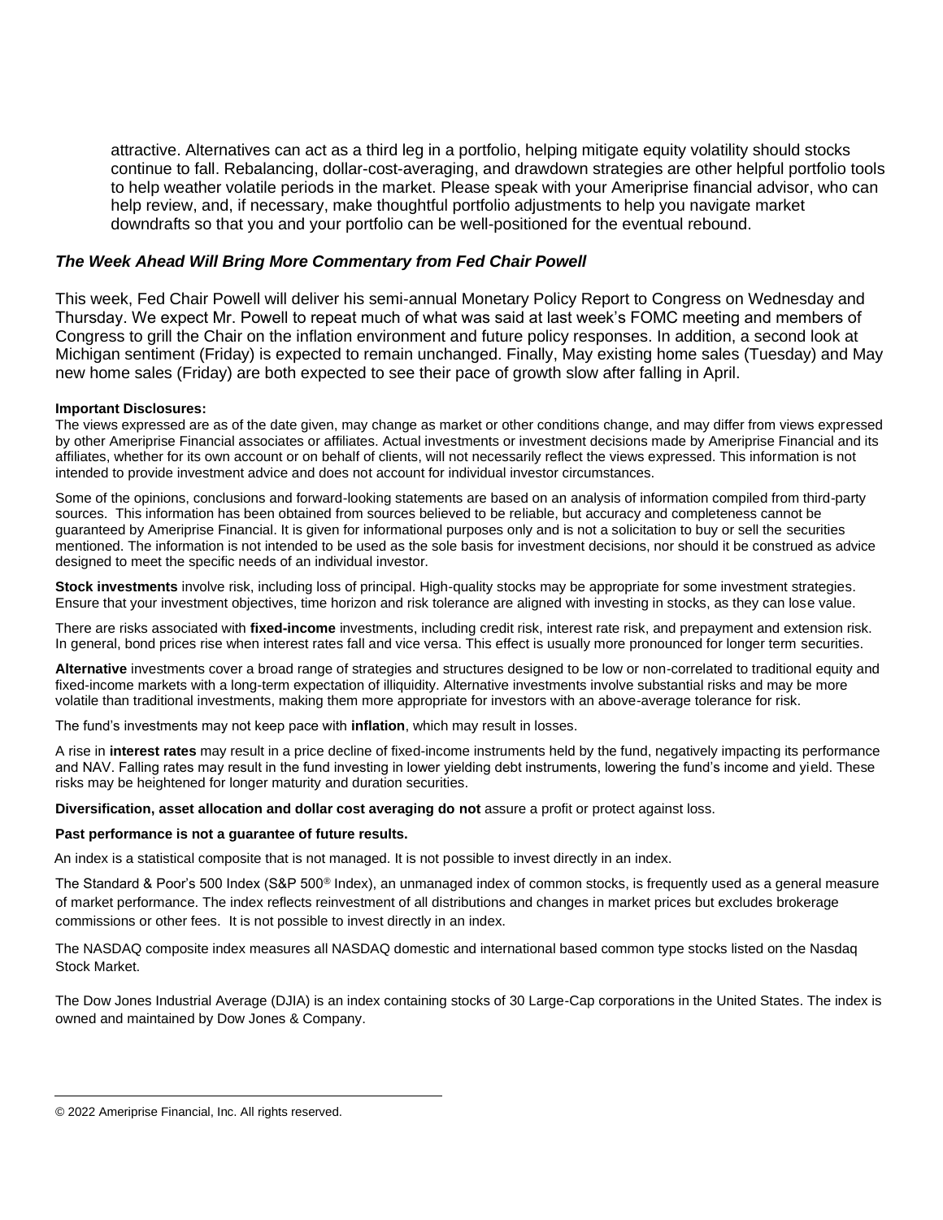attractive. Alternatives can act as a third leg in a portfolio, helping mitigate equity volatility should stocks continue to fall. Rebalancing, dollar-cost-averaging, and drawdown strategies are other helpful portfolio tools to help weather volatile periods in the market. Please speak with your Ameriprise financial advisor, who can help review, and, if necessary, make thoughtful portfolio adjustments to help you navigate market downdrafts so that you and your portfolio can be well-positioned for the eventual rebound.

### *The Week Ahead Will Bring More Commentary from Fed Chair Powell*

This week, Fed Chair Powell will deliver his semi-annual Monetary Policy Report to Congress on Wednesday and Thursday. We expect Mr. Powell to repeat much of what was said at last week's FOMC meeting and members of Congress to grill the Chair on the inflation environment and future policy responses. In addition, a second look at Michigan sentiment (Friday) is expected to remain unchanged. Finally, May existing home sales (Tuesday) and May new home sales (Friday) are both expected to see their pace of growth slow after falling in April.

**Important Disclosures:**

The views expressed are as of the date given, may change as market or other conditions change, and may differ from views expressed by other Ameriprise Financial associates or affiliates. Actual investments or investment decisions made by Ameriprise Financial and its affiliates, whether for its own account or on behalf of clients, will not necessarily reflect the views expressed. This information is not intended to provide investment advice and does not account for individual investor circumstances.

Some of the opinions, conclusions and forward-looking statements are based on an analysis of information compiled from third-party sources. This information has been obtained from sources believed to be reliable, but accuracy and completeness cannot be guaranteed by Ameriprise Financial. It is given for informational purposes only and is not a solicitation to buy or sell the securities mentioned. The information is not intended to be used as the sole basis for investment decisions, nor should it be construed as advice designed to meet the specific needs of an individual investor.

**Stock investments** involve risk, including loss of principal. High-quality stocks may be appropriate for some investment strategies. Ensure that your investment objectives, time horizon and risk tolerance are aligned with investing in stocks, as they can lose value.

There are risks associated with **fixed-income** investments, including credit risk, interest rate risk, and prepayment and extension risk. In general, bond prices rise when interest rates fall and vice versa. This effect is usually more pronounced for longer term securities.

**Alternative** investments cover a broad range of strategies and structures designed to be low or non-correlated to traditional equity and fixed-income markets with a long-term expectation of illiquidity. Alternative investments involve substantial risks and may be more volatile than traditional investments, making them more appropriate for investors with an above-average tolerance for risk.

The fund's investments may not keep pace with **inflation**, which may result in losses.

A rise in **interest rates** may result in a price decline of fixed-income instruments held by the fund, negatively impacting its performance and NAV. Falling rates may result in the fund investing in lower yielding debt instruments, lowering the fund's income and yield. These risks may be heightened for longer maturity and duration securities.

**Diversification, asset allocation and dollar cost averaging do not** assure a profit or protect against loss.

**Past performance is not a guarantee of future results.**

An index is a statistical composite that is not managed. It is not possible to invest directly in an index.

The Standard & Poor's 500 Index (S&P 500® Index), an unmanaged index of common stocks, is frequently used as a general measure of market performance. The index reflects reinvestment of all distributions and changes in market prices but excludes brokerage commissions or other fees. It is not possible to invest directly in an index.

The NASDAQ composite index measures all NASDAQ domestic and international based common type stocks listed on the Nasdaq Stock Market.

The Dow Jones Industrial Average (DJIA) is an index containing stocks of 30 Large-Cap corporations in the United States. The index is owned and maintained by Dow Jones & Company.

© 2022 Ameriprise Financial, Inc. All rights reserved.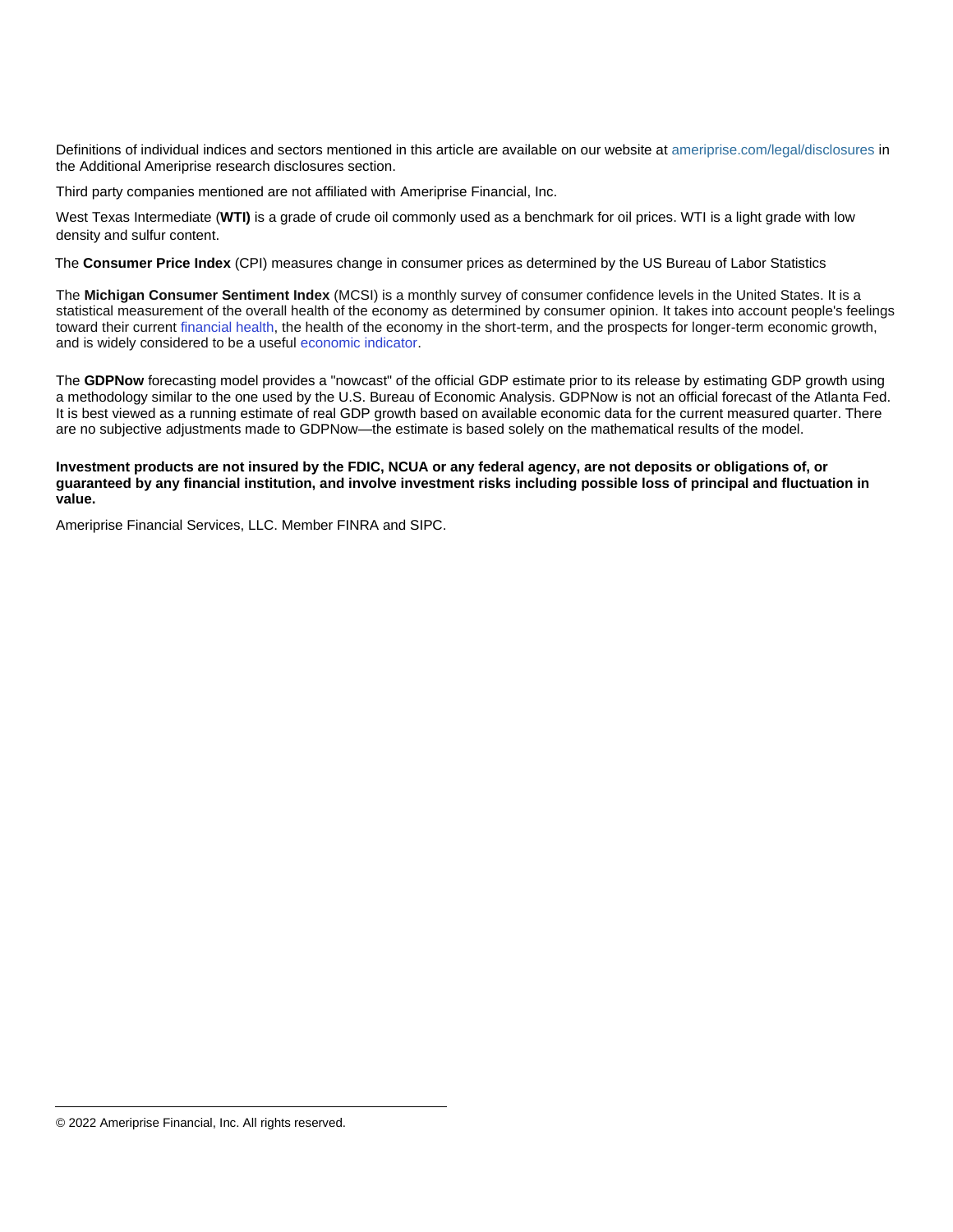Definitions of individual indices and sectors mentioned in this article are available on our website at ameriprise.com/legal/disclosures in the Additional Ameriprise research disclosures section.

Third party companies mentioned are not affiliated with Ameriprise Financial, Inc.

West Texas Intermediate (**WTI)** is a grade of crude oil commonly used as a benchmark for oil prices. WTI is a light grade with low density and sulfur content.

The **Consumer Price Index** (CPI) measures change in consumer prices as determined by the US Bureau of Labor Statistics

The **Michigan Consumer Sentiment Index** (MCSI) is a monthly survey of consumer confidence levels in the United States. It is a statistical measurement of the overall health of the economy as determined by consumer opinion. It takes into account people's feelings toward their current financial health, the health of the economy in the short-term, and the prospects for longer-term economic growth, and is widely considered to be a useful economic indicator.

The **GDPNow** forecasting model provides a "nowcast" of the official GDP estimate prior to its release by estimating GDP growth using a methodology similar to the one used by the U.S. Bureau of Economic Analysis. GDPNow is not an official forecast of the Atlanta Fed. It is best viewed as a running estimate of real GDP growth based on available economic data for the current measured quarter. There are no subjective adjustments made to GDPNow—the estimate is based solely on the mathematical results of the model.

**Investment products are not insured by the FDIC, NCUA or any federal agency, are not deposits or obligations of, or guaranteed by any financial institution, and involve investment risks including possible loss of principal and fluctuation in value.**

Ameriprise Financial Services, LLC. Member FINRA and SIPC.

© 2022 Ameriprise Financial, Inc. All rights reserved.